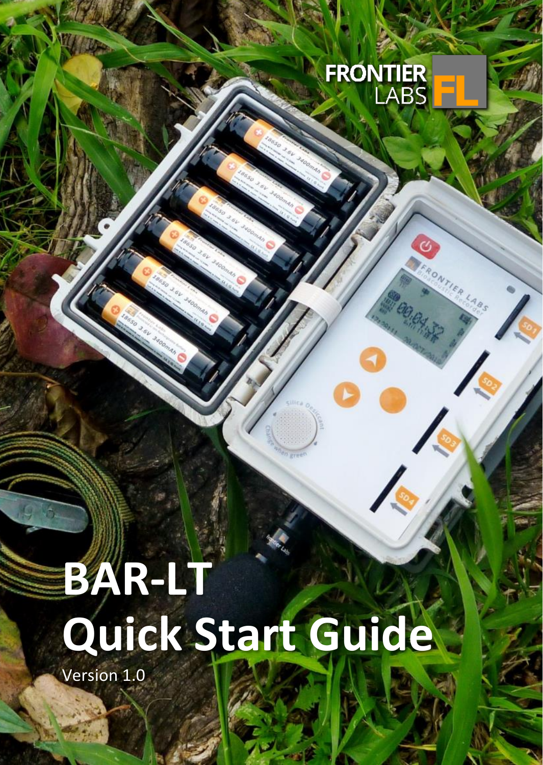# BAR-LT Quick Start Guide

Version 1.0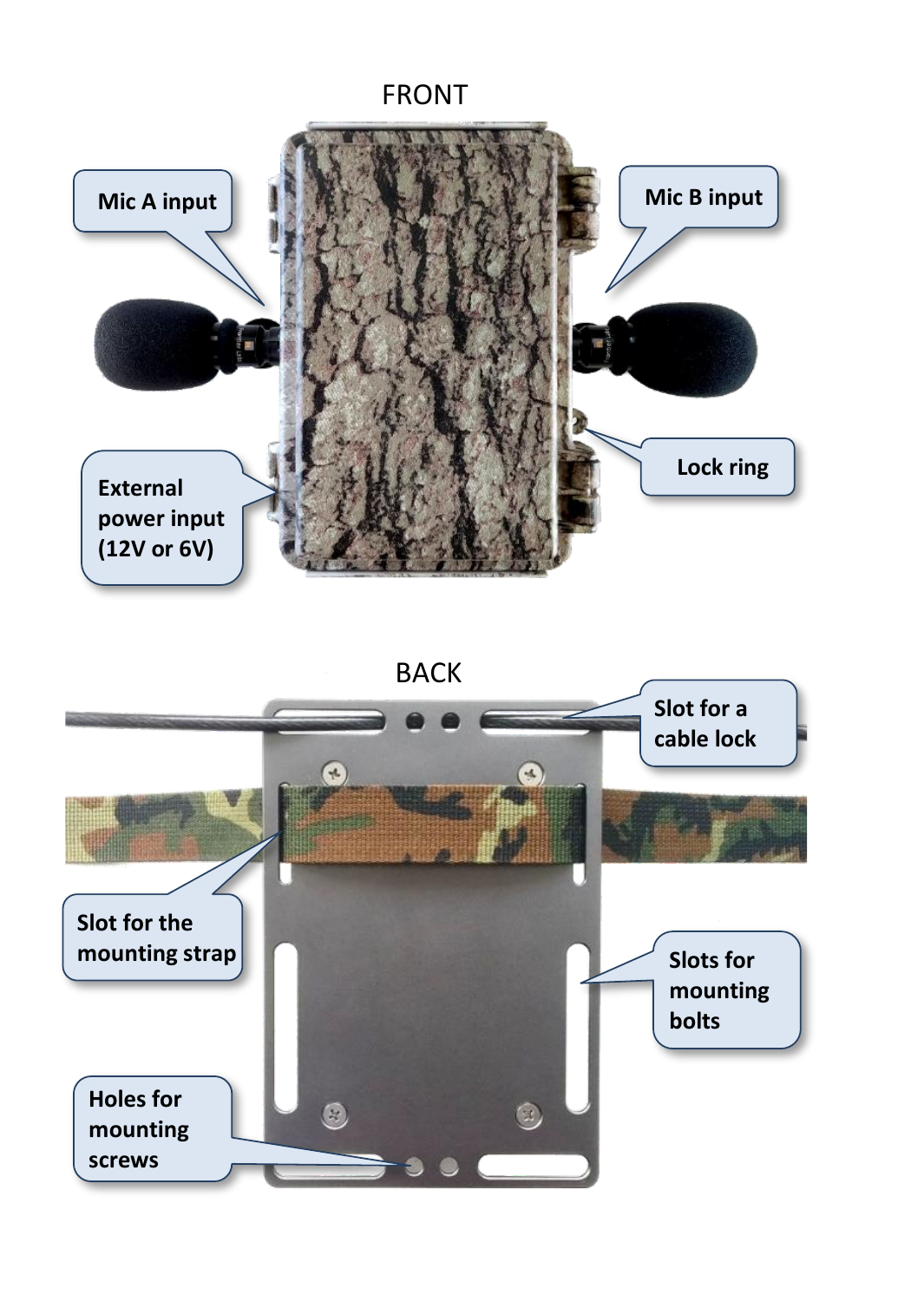FRONT

Mic A input

Mic B input

Lock ring

External power input (12V or 6V)

BACK

Slot for a cable lock

Slot for the mounting strap

Slots for mounting bolts

Holes for mounting screws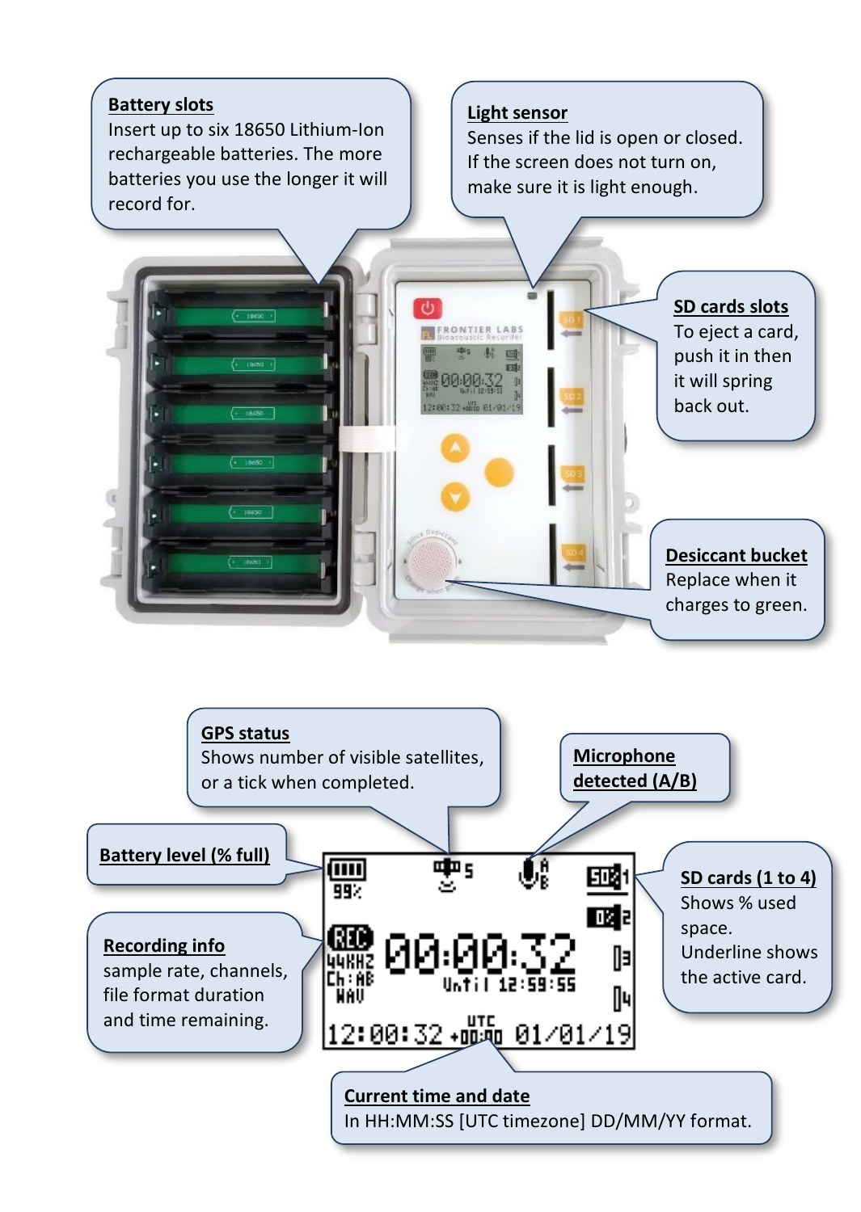**Battery slots**
Insert up to six 18650 Lithium-Ion rechargeable batteries. The more batteries you use the longer it will record for.

**Light sensor**
Senses if the lid is open or closed. If the screen does not turn on, make sure it is light enough.

**SD cards slots**
To eject a card, push it in then it will spring back out.

**Desiccant bucket**
Replace when it charges to green.

**GPS status**
Shows number of visible satellites, or a tick when completed.

**Microphone detected (A/B)**

**Battery level (% full)**

**Recording info**
sample rate, channels, file format duration and time remaining.

**SD cards (1 to 4)**
Shows % used space.
Underline shows the active card.

**Current time and date**
In HH:MM:SS [UTC timezone] DD/MM/YY format.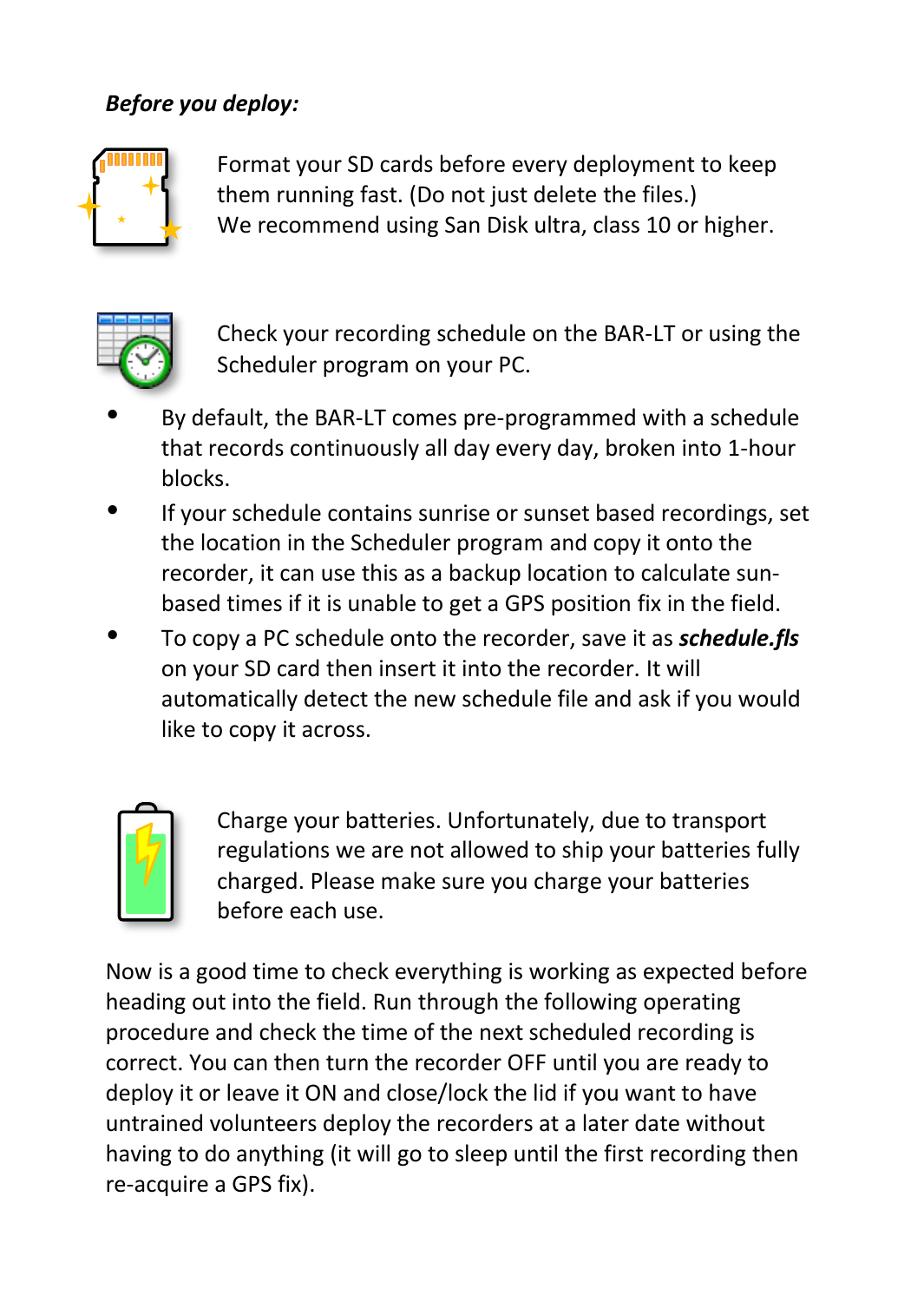***Before you deploy:***

Format your SD cards before every deployment to keep them running fast. (Do not just delete the files.)
We recommend using San Disk ultra, class 10 or higher.

Check your recording schedule on the BAR-LT or using the Scheduler program on your PC.

- By default, the BAR-LT comes pre-programmed with a schedule that records continuously all day every day, broken into 1-hour blocks.
- If your schedule contains sunrise or sunset based recordings, set the location in the Scheduler program and copy it onto the recorder, it can use this as a backup location to calculate sun-based times if it is unable to get a GPS position fix in the field.
- To copy a PC schedule onto the recorder, save it as ***schedule.fls*** on your SD card then insert it into the recorder. It will automatically detect the new schedule file and ask if you would like to copy it across.

Charge your batteries. Unfortunately, due to transport regulations we are not allowed to ship your batteries fully charged. Please make sure you charge your batteries before each use.

Now is a good time to check everything is working as expected before heading out into the field. Run through the following operating procedure and check the time of the next scheduled recording is correct. You can then turn the recorder OFF until you are ready to deploy it or leave it ON and close/lock the lid if you want to have untrained volunteers deploy the recorders at a later date without having to do anything (it will go to sleep until the first recording then re-acquire a GPS fix).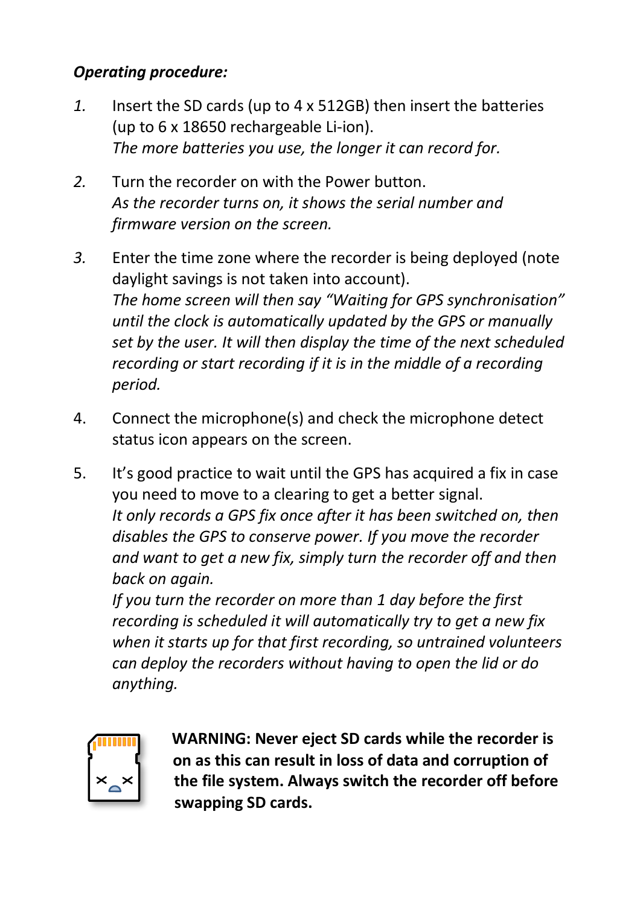***Operating procedure:***

1. Insert the SD cards (up to 4 x 512GB) then insert the batteries (up to 6 x 18650 rechargeable Li-ion).
   *The more batteries you use, the longer it can record for.*

2. Turn the recorder on with the Power button.
   *As the recorder turns on, it shows the serial number and firmware version on the screen.*

3. Enter the time zone where the recorder is being deployed (note daylight savings is not taken into account).
   *The home screen will then say "Waiting for GPS synchronisation" until the clock is automatically updated by the GPS or manually set by the user. It will then display the time of the next scheduled recording or start recording if it is in the middle of a recording period.*

4. Connect the microphone(s) and check the microphone detect status icon appears on the screen.

5. It's good practice to wait until the GPS has acquired a fix in case you need to move to a clearing to get a better signal.
   *It only records a GPS fix once after it has been switched on, then disables the GPS to conserve power. If you move the recorder and want to get a new fix, simply turn the recorder off and then back on again.*
   *If you turn the recorder on more than 1 day before the first recording is scheduled it will automatically try to get a new fix when it starts up for that first recording, so untrained volunteers can deploy the recorders without having to open the lid or do anything.*

**WARNING: Never eject SD cards while the recorder is on as this can result in loss of data and corruption of the file system. Always switch the recorder off before swapping SD cards.**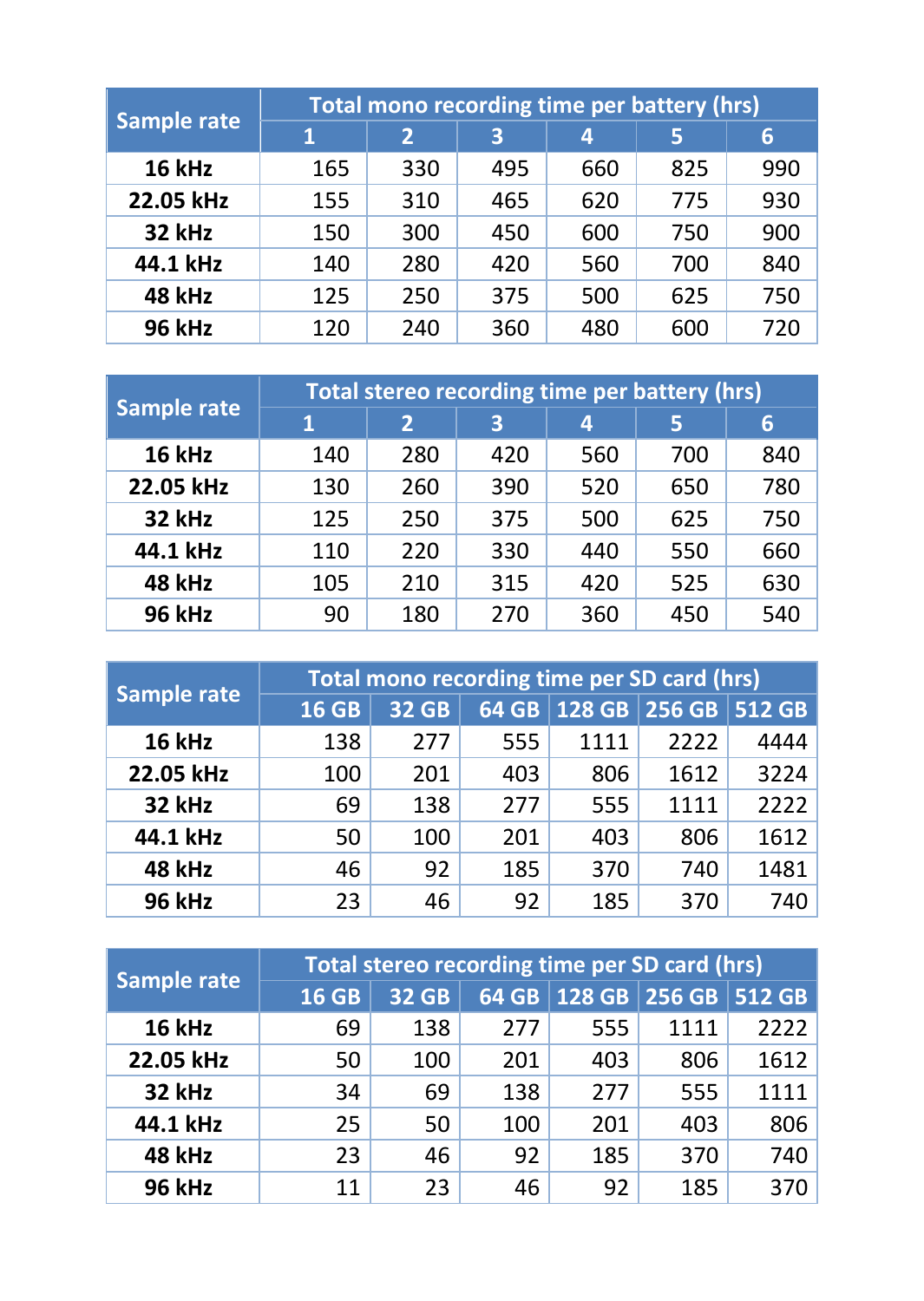| Sample rate | Total mono recording time per battery (hrs) | | | | | |
|---|---|---|---|---|---|---|
| | 1 | 2 | 3 | 4 | 5 | 6 |
| 16 kHz | 165 | 330 | 495 | 660 | 825 | 990 |
| 22.05 kHz | 155 | 310 | 465 | 620 | 775 | 930 |
| 32 kHz | 150 | 300 | 450 | 600 | 750 | 900 |
| 44.1 kHz | 140 | 280 | 420 | 560 | 700 | 840 |
| 48 kHz | 125 | 250 | 375 | 500 | 625 | 750 |
| 96 kHz | 120 | 240 | 360 | 480 | 600 | 720 |

| Sample rate | Total stereo recording time per battery (hrs) | | | | | |
|---|---|---|---|---|---|---|
| | 1 | 2 | 3 | 4 | 5 | 6 |
| 16 kHz | 140 | 280 | 420 | 560 | 700 | 840 |
| 22.05 kHz | 130 | 260 | 390 | 520 | 650 | 780 |
| 32 kHz | 125 | 250 | 375 | 500 | 625 | 750 |
| 44.1 kHz | 110 | 220 | 330 | 440 | 550 | 660 |
| 48 kHz | 105 | 210 | 315 | 420 | 525 | 630 |
| 96 kHz | 90 | 180 | 270 | 360 | 450 | 540 |

| Sample rate | Total mono recording time per SD card (hrs) | | | | | |
|---|---|---|---|---|---|---|
| | 16 GB | 32 GB | 64 GB | 128 GB | 256 GB | 512 GB |
| 16 kHz | 138 | 277 | 555 | 1111 | 2222 | 4444 |
| 22.05 kHz | 100 | 201 | 403 | 806 | 1612 | 3224 |
| 32 kHz | 69 | 138 | 277 | 555 | 1111 | 2222 |
| 44.1 kHz | 50 | 100 | 201 | 403 | 806 | 1612 |
| 48 kHz | 46 | 92 | 185 | 370 | 740 | 1481 |
| 96 kHz | 23 | 46 | 92 | 185 | 370 | 740 |

| Sample rate | Total stereo recording time per SD card (hrs) | | | | | |
|---|---|---|---|---|---|---|
| | 16 GB | 32 GB | 64 GB | 128 GB | 256 GB | 512 GB |
| 16 kHz | 69 | 138 | 277 | 555 | 1111 | 2222 |
| 22.05 kHz | 50 | 100 | 201 | 403 | 806 | 1612 |
| 32 kHz | 34 | 69 | 138 | 277 | 555 | 1111 |
| 44.1 kHz | 25 | 50 | 100 | 201 | 403 | 806 |
| 48 kHz | 23 | 46 | 92 | 185 | 370 | 740 |
| 96 kHz | 11 | 23 | 46 | 92 | 185 | 370 |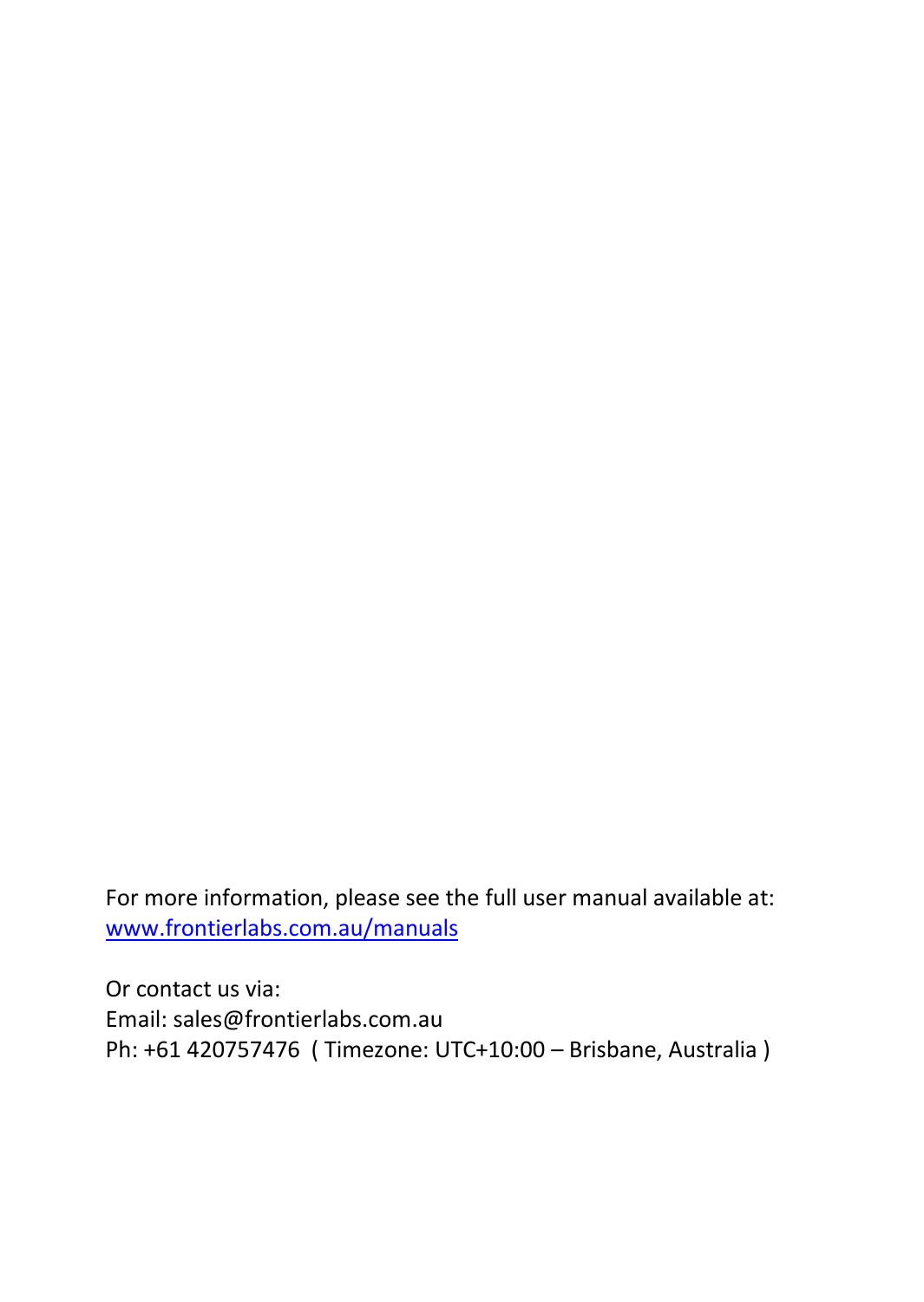For more information, please see the full user manual available at:
[www.frontierlabs.com.au/manuals](http://www.frontierlabs.com.au/manuals)

Or contact us via:
Email: sales@frontierlabs.com.au
Ph: +61 420757476 ( Timezone: UTC+10:00 – Brisbane, Australia )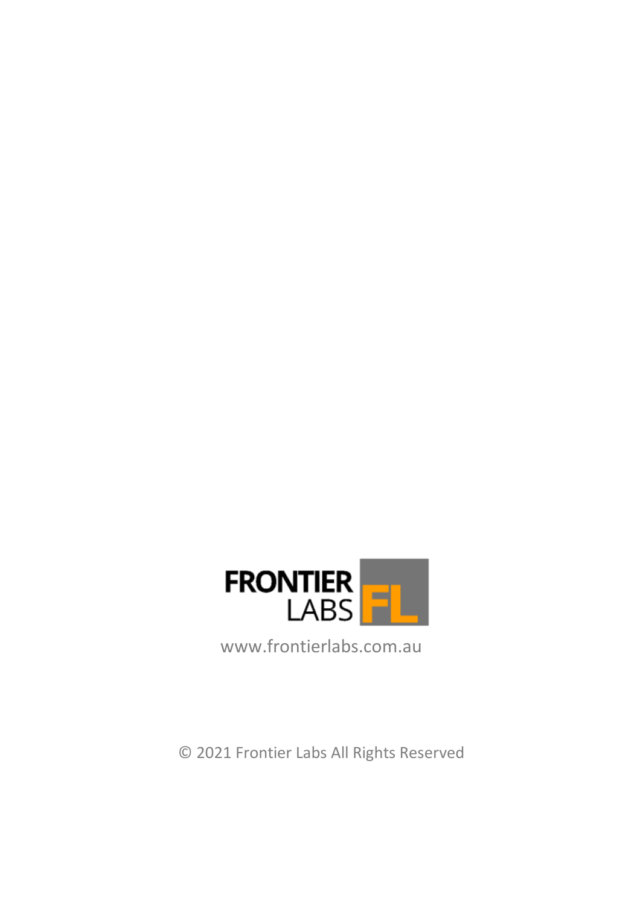FRONTIER LABS FL

www.frontierlabs.com.au

© 2021 Frontier Labs All Rights Reserved